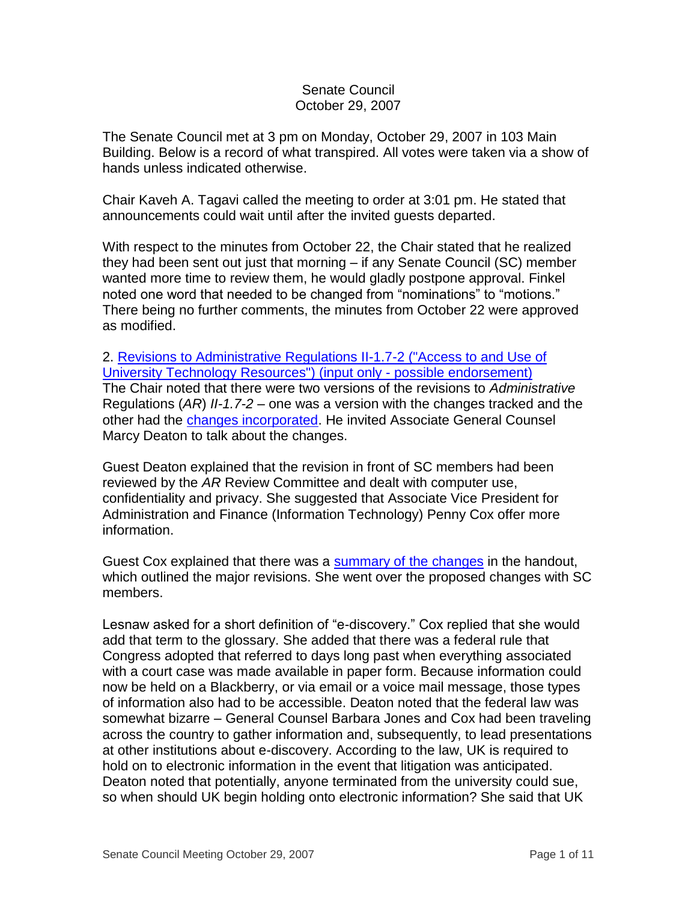# Senate Council
## October 29, 2007

The Senate Council met at 3 pm on Monday, October 29, 2007 in 103 Main Building. Below is a record of what transpired. All votes were taken via a show of hands unless indicated otherwise.

Chair Kaveh A. Tagavi called the meeting to order at 3:01 pm. He stated that announcements could wait until after the invited guests departed.

With respect to the minutes from October 22, the Chair stated that he realized they had been sent out just that morning – if any Senate Council (SC) member wanted more time to review them, he would gladly postpone approval. Finkel noted one word that needed to be changed from "nominations" to "motions." There being no further comments, the minutes from October 22 were approved as modified.

2. Revisions to Administrative Regulations II-1.7-2 ("Access to and Use of University Technology Resources") (input only - possible endorsement)

The Chair noted that there were two versions of the revisions to *Administrative* Regulations (*AR*) *II-1.7-2* – one was a version with the changes tracked and the other had the changes incorporated. He invited Associate General Counsel Marcy Deaton to talk about the changes.

Guest Deaton explained that the revision in front of SC members had been reviewed by the *AR* Review Committee and dealt with computer use, confidentiality and privacy. She suggested that Associate Vice President for Administration and Finance (Information Technology) Penny Cox offer more information.

Guest Cox explained that there was a summary of the changes in the handout, which outlined the major revisions. She went over the proposed changes with SC members.

Lesnaw asked for a short definition of "e-discovery." Cox replied that she would add that term to the glossary. She added that there was a federal rule that Congress adopted that referred to days long past when everything associated with a court case was made available in paper form. Because information could now be held on a Blackberry, or via email or a voice mail message, those types of information also had to be accessible. Deaton noted that the federal law was somewhat bizarre – General Counsel Barbara Jones and Cox had been traveling across the country to gather information and, subsequently, to lead presentations at other institutions about e-discovery. According to the law, UK is required to hold on to electronic information in the event that litigation was anticipated. Deaton noted that potentially, anyone terminated from the university could sue, so when should UK begin holding onto electronic information? She said that UK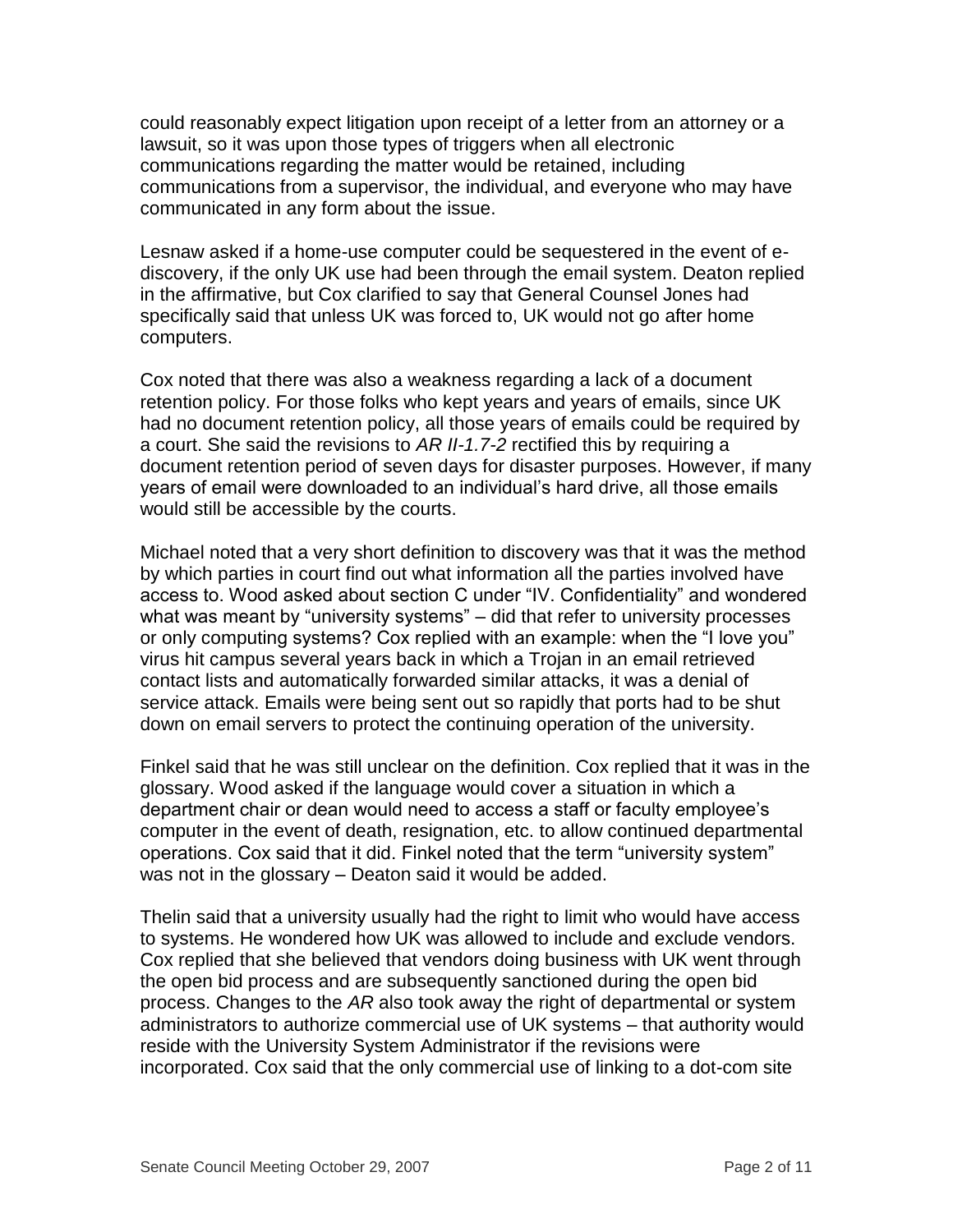could reasonably expect litigation upon receipt of a letter from an attorney or a lawsuit, so it was upon those types of triggers when all electronic communications regarding the matter would be retained, including communications from a supervisor, the individual, and everyone who may have communicated in any form about the issue.

Lesnaw asked if a home-use computer could be sequestered in the event of e-discovery, if the only UK use had been through the email system. Deaton replied in the affirmative, but Cox clarified to say that General Counsel Jones had specifically said that unless UK was forced to, UK would not go after home computers.

Cox noted that there was also a weakness regarding a lack of a document retention policy. For those folks who kept years and years of emails, since UK had no document retention policy, all those years of emails could be required by a court. She said the revisions to *AR II-1.7-2* rectified this by requiring a document retention period of seven days for disaster purposes. However, if many years of email were downloaded to an individual's hard drive, all those emails would still be accessible by the courts.

Michael noted that a very short definition to discovery was that it was the method by which parties in court find out what information all the parties involved have access to. Wood asked about section C under "IV. Confidentiality" and wondered what was meant by "university systems" – did that refer to university processes or only computing systems? Cox replied with an example: when the "I love you" virus hit campus several years back in which a Trojan in an email retrieved contact lists and automatically forwarded similar attacks, it was a denial of service attack. Emails were being sent out so rapidly that ports had to be shut down on email servers to protect the continuing operation of the university.

Finkel said that he was still unclear on the definition. Cox replied that it was in the glossary. Wood asked if the language would cover a situation in which a department chair or dean would need to access a staff or faculty employee's computer in the event of death, resignation, etc. to allow continued departmental operations. Cox said that it did. Finkel noted that the term "university system" was not in the glossary – Deaton said it would be added.

Thelin said that a university usually had the right to limit who would have access to systems. He wondered how UK was allowed to include and exclude vendors. Cox replied that she believed that vendors doing business with UK went through the open bid process and are subsequently sanctioned during the open bid process. Changes to the *AR* also took away the right of departmental or system administrators to authorize commercial use of UK systems – that authority would reside with the University System Administrator if the revisions were incorporated. Cox said that the only commercial use of linking to a dot-com site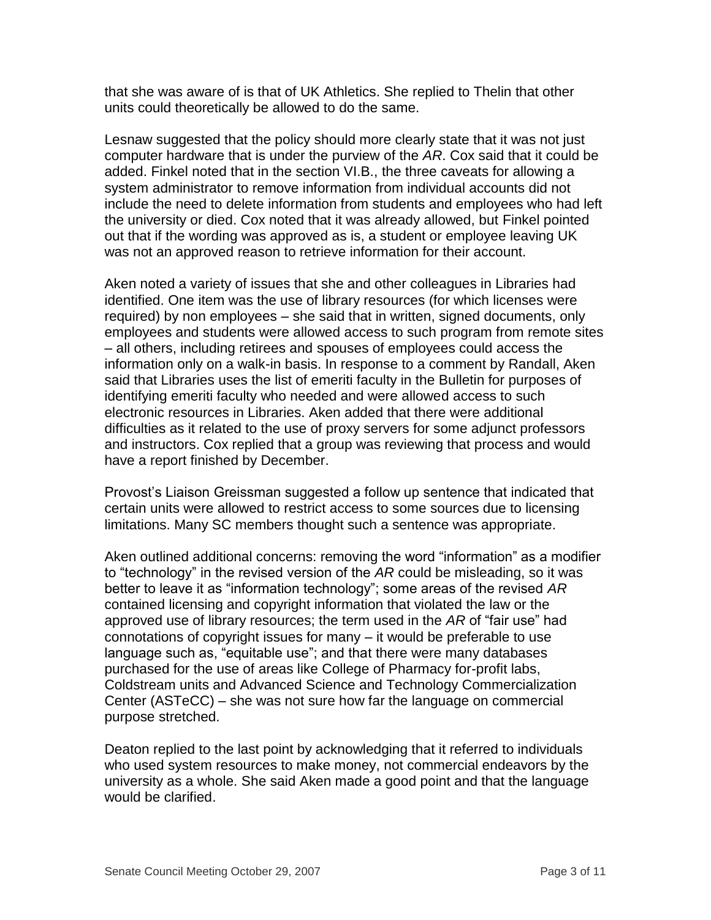that she was aware of is that of UK Athletics. She replied to Thelin that other units could theoretically be allowed to do the same.

Lesnaw suggested that the policy should more clearly state that it was not just computer hardware that is under the purview of the *AR*. Cox said that it could be added. Finkel noted that in the section VI.B., the three caveats for allowing a system administrator to remove information from individual accounts did not include the need to delete information from students and employees who had left the university or died. Cox noted that it was already allowed, but Finkel pointed out that if the wording was approved as is, a student or employee leaving UK was not an approved reason to retrieve information for their account.

Aken noted a variety of issues that she and other colleagues in Libraries had identified. One item was the use of library resources (for which licenses were required) by non employees – she said that in written, signed documents, only employees and students were allowed access to such program from remote sites – all others, including retirees and spouses of employees could access the information only on a walk-in basis. In response to a comment by Randall, Aken said that Libraries uses the list of emeriti faculty in the Bulletin for purposes of identifying emeriti faculty who needed and were allowed access to such electronic resources in Libraries. Aken added that there were additional difficulties as it related to the use of proxy servers for some adjunct professors and instructors. Cox replied that a group was reviewing that process and would have a report finished by December.

Provost's Liaison Greissman suggested a follow up sentence that indicated that certain units were allowed to restrict access to some sources due to licensing limitations. Many SC members thought such a sentence was appropriate.

Aken outlined additional concerns: removing the word "information" as a modifier to "technology" in the revised version of the *AR* could be misleading, so it was better to leave it as "information technology"; some areas of the revised *AR* contained licensing and copyright information that violated the law or the approved use of library resources; the term used in the *AR* of "fair use" had connotations of copyright issues for many – it would be preferable to use language such as, "equitable use"; and that there were many databases purchased for the use of areas like College of Pharmacy for-profit labs, Coldstream units and Advanced Science and Technology Commercialization Center (ASTeCC) – she was not sure how far the language on commercial purpose stretched.

Deaton replied to the last point by acknowledging that it referred to individuals who used system resources to make money, not commercial endeavors by the university as a whole. She said Aken made a good point and that the language would be clarified.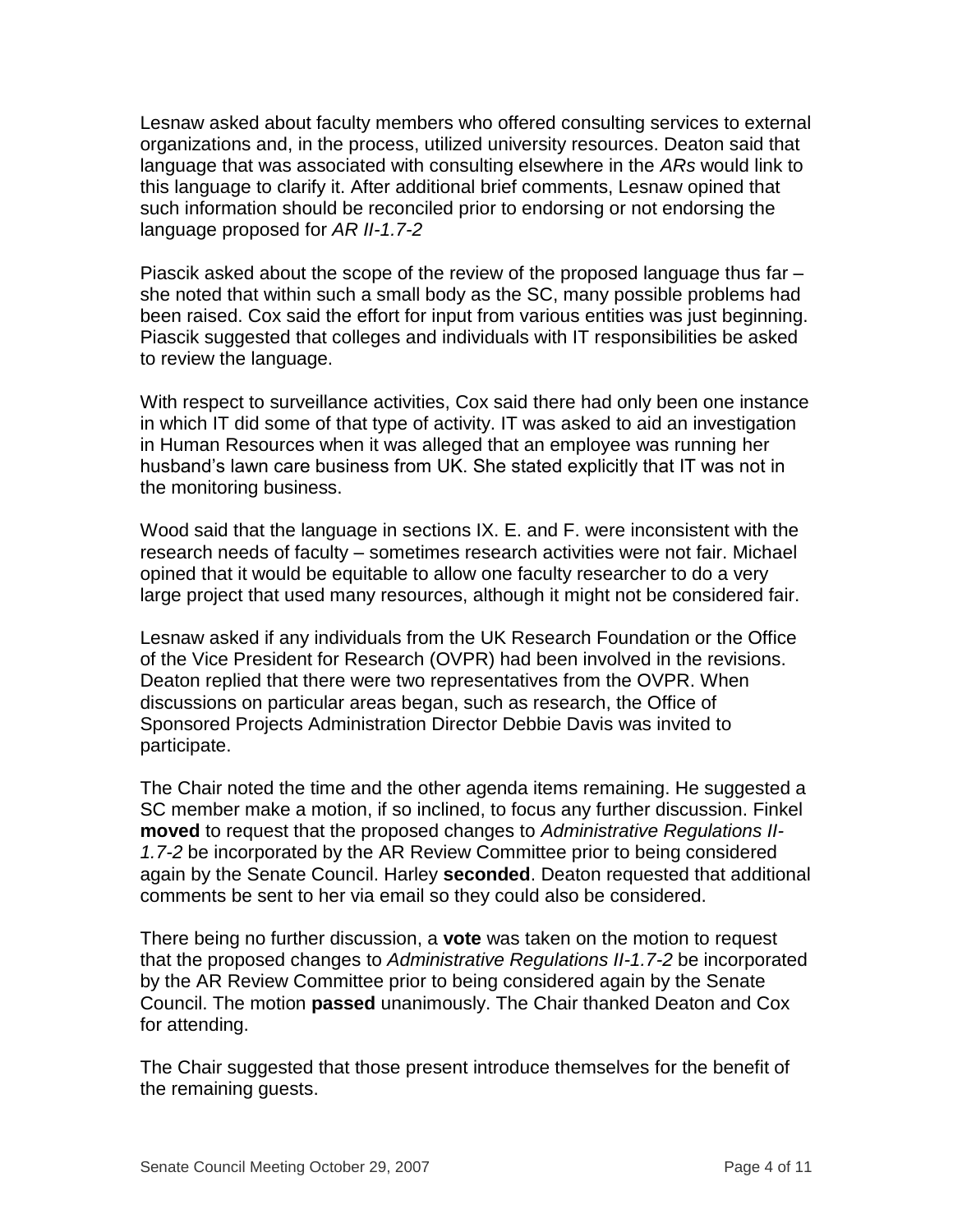Lesnaw asked about faculty members who offered consulting services to external organizations and, in the process, utilized university resources. Deaton said that language that was associated with consulting elsewhere in the *ARs* would link to this language to clarify it. After additional brief comments, Lesnaw opined that such information should be reconciled prior to endorsing or not endorsing the language proposed for *AR II-1.7-2*

Piascik asked about the scope of the review of the proposed language thus far – she noted that within such a small body as the SC, many possible problems had been raised. Cox said the effort for input from various entities was just beginning. Piascik suggested that colleges and individuals with IT responsibilities be asked to review the language.

With respect to surveillance activities, Cox said there had only been one instance in which IT did some of that type of activity. IT was asked to aid an investigation in Human Resources when it was alleged that an employee was running her husband's lawn care business from UK. She stated explicitly that IT was not in the monitoring business.

Wood said that the language in sections IX. E. and F. were inconsistent with the research needs of faculty – sometimes research activities were not fair. Michael opined that it would be equitable to allow one faculty researcher to do a very large project that used many resources, although it might not be considered fair.

Lesnaw asked if any individuals from the UK Research Foundation or the Office of the Vice President for Research (OVPR) had been involved in the revisions. Deaton replied that there were two representatives from the OVPR. When discussions on particular areas began, such as research, the Office of Sponsored Projects Administration Director Debbie Davis was invited to participate.

The Chair noted the time and the other agenda items remaining. He suggested a SC member make a motion, if so inclined, to focus any further discussion. Finkel **moved** to request that the proposed changes to *Administrative Regulations II-1.7-2* be incorporated by the AR Review Committee prior to being considered again by the Senate Council. Harley **seconded**. Deaton requested that additional comments be sent to her via email so they could also be considered.

There being no further discussion, a **vote** was taken on the motion to request that the proposed changes to *Administrative Regulations II-1.7-2* be incorporated by the AR Review Committee prior to being considered again by the Senate Council. The motion **passed** unanimously. The Chair thanked Deaton and Cox for attending.

The Chair suggested that those present introduce themselves for the benefit of the remaining guests.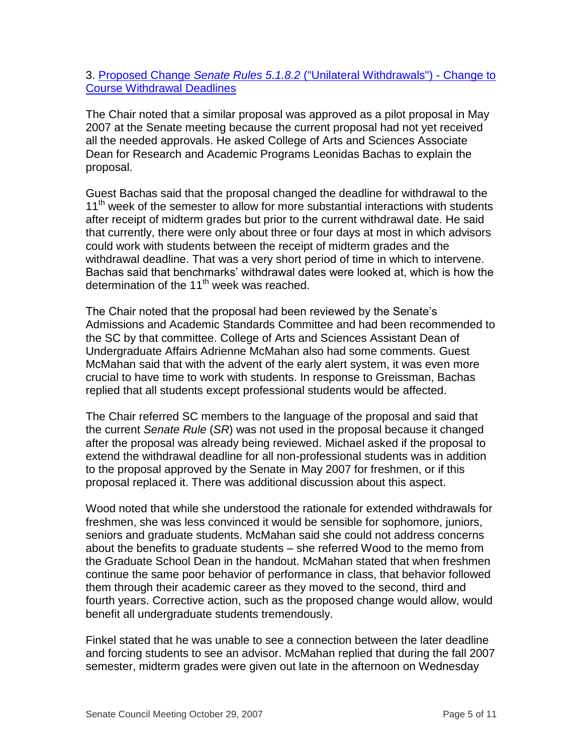3. [Proposed Change *Senate Rules 5.1.8.2* ("Unilateral Withdrawals") - Change to Course Withdrawal Deadlines]

The Chair noted that a similar proposal was approved as a pilot proposal in May 2007 at the Senate meeting because the current proposal had not yet received all the needed approvals. He asked College of Arts and Sciences Associate Dean for Research and Academic Programs Leonidas Bachas to explain the proposal.

Guest Bachas said that the proposal changed the deadline for withdrawal to the 11th week of the semester to allow for more substantial interactions with students after receipt of midterm grades but prior to the current withdrawal date. He said that currently, there were only about three or four days at most in which advisors could work with students between the receipt of midterm grades and the withdrawal deadline. That was a very short period of time in which to intervene. Bachas said that benchmarks' withdrawal dates were looked at, which is how the determination of the 11th week was reached.

The Chair noted that the proposal had been reviewed by the Senate's Admissions and Academic Standards Committee and had been recommended to the SC by that committee. College of Arts and Sciences Assistant Dean of Undergraduate Affairs Adrienne McMahan also had some comments. Guest McMahan said that with the advent of the early alert system, it was even more crucial to have time to work with students. In response to Greissman, Bachas replied that all students except professional students would be affected.

The Chair referred SC members to the language of the proposal and said that the current *Senate Rule* (*SR*) was not used in the proposal because it changed after the proposal was already being reviewed. Michael asked if the proposal to extend the withdrawal deadline for all non-professional students was in addition to the proposal approved by the Senate in May 2007 for freshmen, or if this proposal replaced it. There was additional discussion about this aspect.

Wood noted that while she understood the rationale for extended withdrawals for freshmen, she was less convinced it would be sensible for sophomore, juniors, seniors and graduate students. McMahan said she could not address concerns about the benefits to graduate students – she referred Wood to the memo from the Graduate School Dean in the handout. McMahan stated that when freshmen continue the same poor behavior of performance in class, that behavior followed them through their academic career as they moved to the second, third and fourth years. Corrective action, such as the proposed change would allow, would benefit all undergraduate students tremendously.

Finkel stated that he was unable to see a connection between the later deadline and forcing students to see an advisor. McMahan replied that during the fall 2007 semester, midterm grades were given out late in the afternoon on Wednesday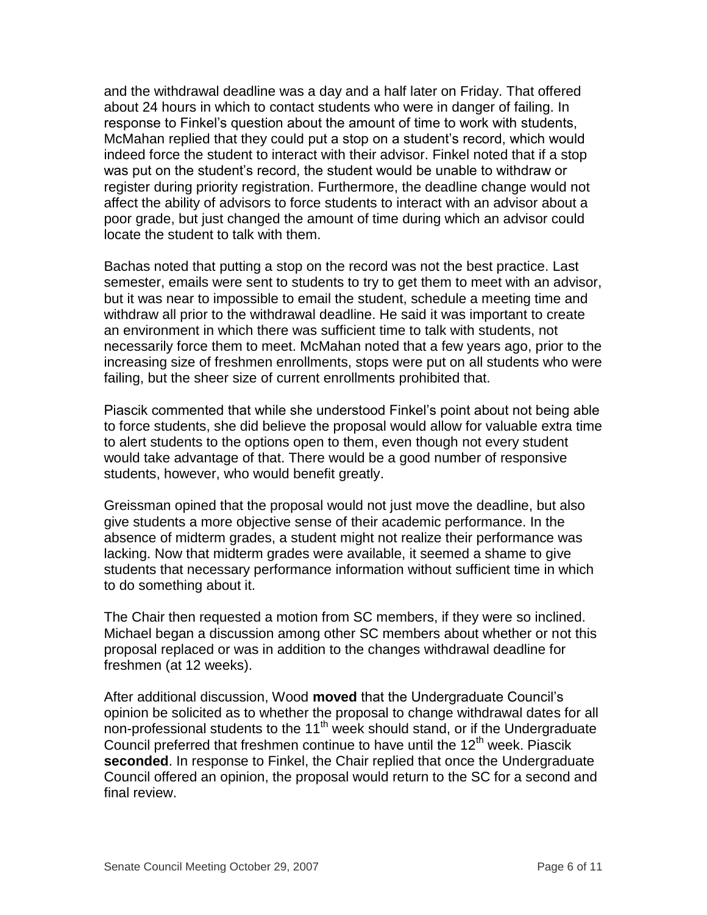and the withdrawal deadline was a day and a half later on Friday. That offered about 24 hours in which to contact students who were in danger of failing. In response to Finkel's question about the amount of time to work with students, McMahan replied that they could put a stop on a student's record, which would indeed force the student to interact with their advisor. Finkel noted that if a stop was put on the student's record, the student would be unable to withdraw or register during priority registration. Furthermore, the deadline change would not affect the ability of advisors to force students to interact with an advisor about a poor grade, but just changed the amount of time during which an advisor could locate the student to talk with them.

Bachas noted that putting a stop on the record was not the best practice. Last semester, emails were sent to students to try to get them to meet with an advisor, but it was near to impossible to email the student, schedule a meeting time and withdraw all prior to the withdrawal deadline. He said it was important to create an environment in which there was sufficient time to talk with students, not necessarily force them to meet. McMahan noted that a few years ago, prior to the increasing size of freshmen enrollments, stops were put on all students who were failing, but the sheer size of current enrollments prohibited that.

Piascik commented that while she understood Finkel's point about not being able to force students, she did believe the proposal would allow for valuable extra time to alert students to the options open to them, even though not every student would take advantage of that. There would be a good number of responsive students, however, who would benefit greatly.

Greissman opined that the proposal would not just move the deadline, but also give students a more objective sense of their academic performance. In the absence of midterm grades, a student might not realize their performance was lacking. Now that midterm grades were available, it seemed a shame to give students that necessary performance information without sufficient time in which to do something about it.

The Chair then requested a motion from SC members, if they were so inclined. Michael began a discussion among other SC members about whether or not this proposal replaced or was in addition to the changes withdrawal deadline for freshmen (at 12 weeks).

After additional discussion, Wood **moved** that the Undergraduate Council's opinion be solicited as to whether the proposal to change withdrawal dates for all non-professional students to the 11th week should stand, or if the Undergraduate Council preferred that freshmen continue to have until the 12th week. Piascik **seconded**. In response to Finkel, the Chair replied that once the Undergraduate Council offered an opinion, the proposal would return to the SC for a second and final review.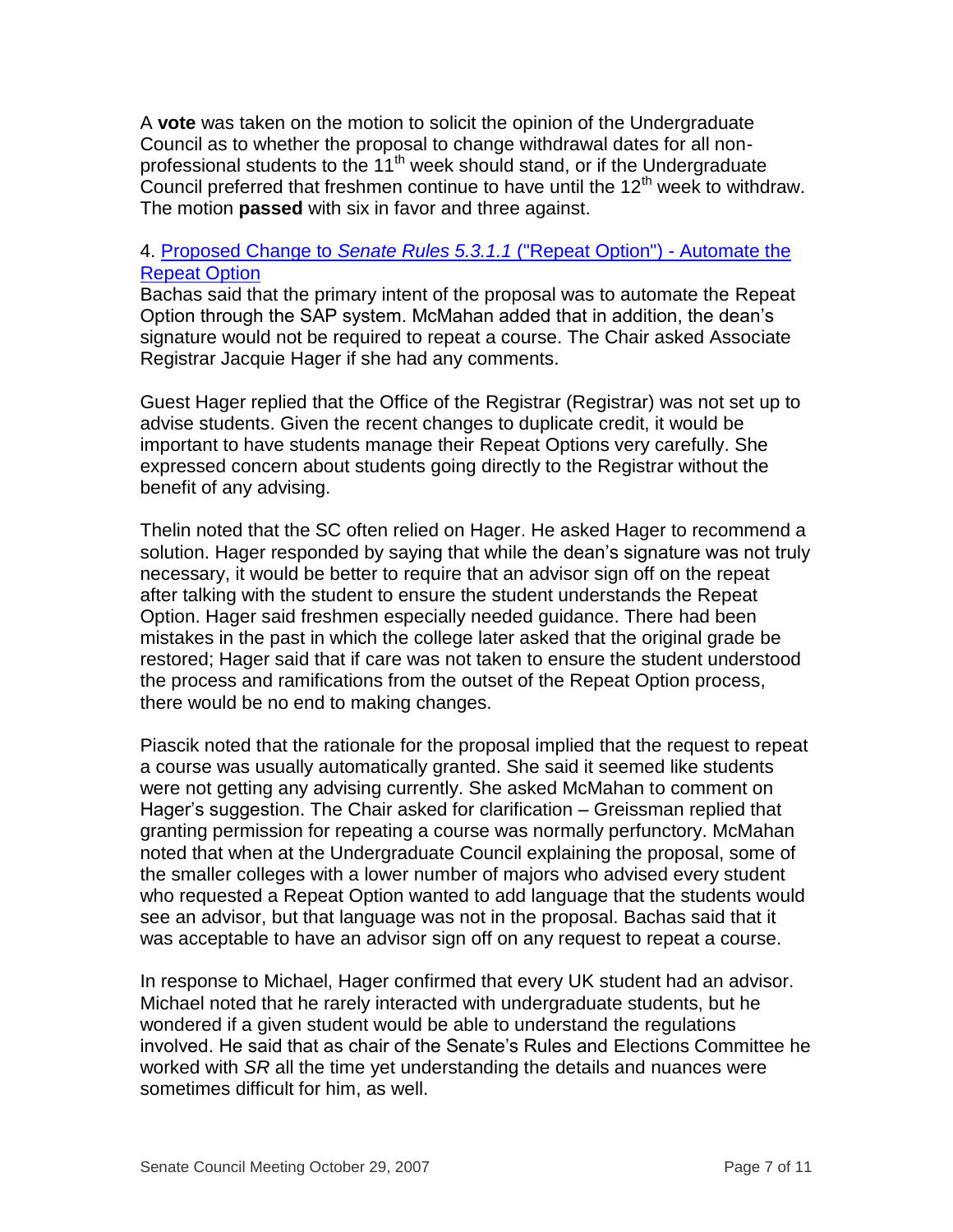A **vote** was taken on the motion to solicit the opinion of the Undergraduate Council as to whether the proposal to change withdrawal dates for all non-professional students to the 11th week should stand, or if the Undergraduate Council preferred that freshmen continue to have until the 12th week to withdraw. The motion **passed** with six in favor and three against.

4. Proposed Change to *Senate Rules 5.3.1.1* ("Repeat Option") - Automate the Repeat Option

Bachas said that the primary intent of the proposal was to automate the Repeat Option through the SAP system. McMahan added that in addition, the dean's signature would not be required to repeat a course. The Chair asked Associate Registrar Jacquie Hager if she had any comments.

Guest Hager replied that the Office of the Registrar (Registrar) was not set up to advise students. Given the recent changes to duplicate credit, it would be important to have students manage their Repeat Options very carefully. She expressed concern about students going directly to the Registrar without the benefit of any advising.

Thelin noted that the SC often relied on Hager. He asked Hager to recommend a solution. Hager responded by saying that while the dean's signature was not truly necessary, it would be better to require that an advisor sign off on the repeat after talking with the student to ensure the student understands the Repeat Option. Hager said freshmen especially needed guidance. There had been mistakes in the past in which the college later asked that the original grade be restored; Hager said that if care was not taken to ensure the student understood the process and ramifications from the outset of the Repeat Option process, there would be no end to making changes.

Piascik noted that the rationale for the proposal implied that the request to repeat a course was usually automatically granted. She said it seemed like students were not getting any advising currently. She asked McMahan to comment on Hager's suggestion. The Chair asked for clarification – Greissman replied that granting permission for repeating a course was normally perfunctory. McMahan noted that when at the Undergraduate Council explaining the proposal, some of the smaller colleges with a lower number of majors who advised every student who requested a Repeat Option wanted to add language that the students would see an advisor, but that language was not in the proposal. Bachas said that it was acceptable to have an advisor sign off on any request to repeat a course.

In response to Michael, Hager confirmed that every UK student had an advisor. Michael noted that he rarely interacted with undergraduate students, but he wondered if a given student would be able to understand the regulations involved. He said that as chair of the Senate's Rules and Elections Committee he worked with *SR* all the time yet understanding the details and nuances were sometimes difficult for him, as well.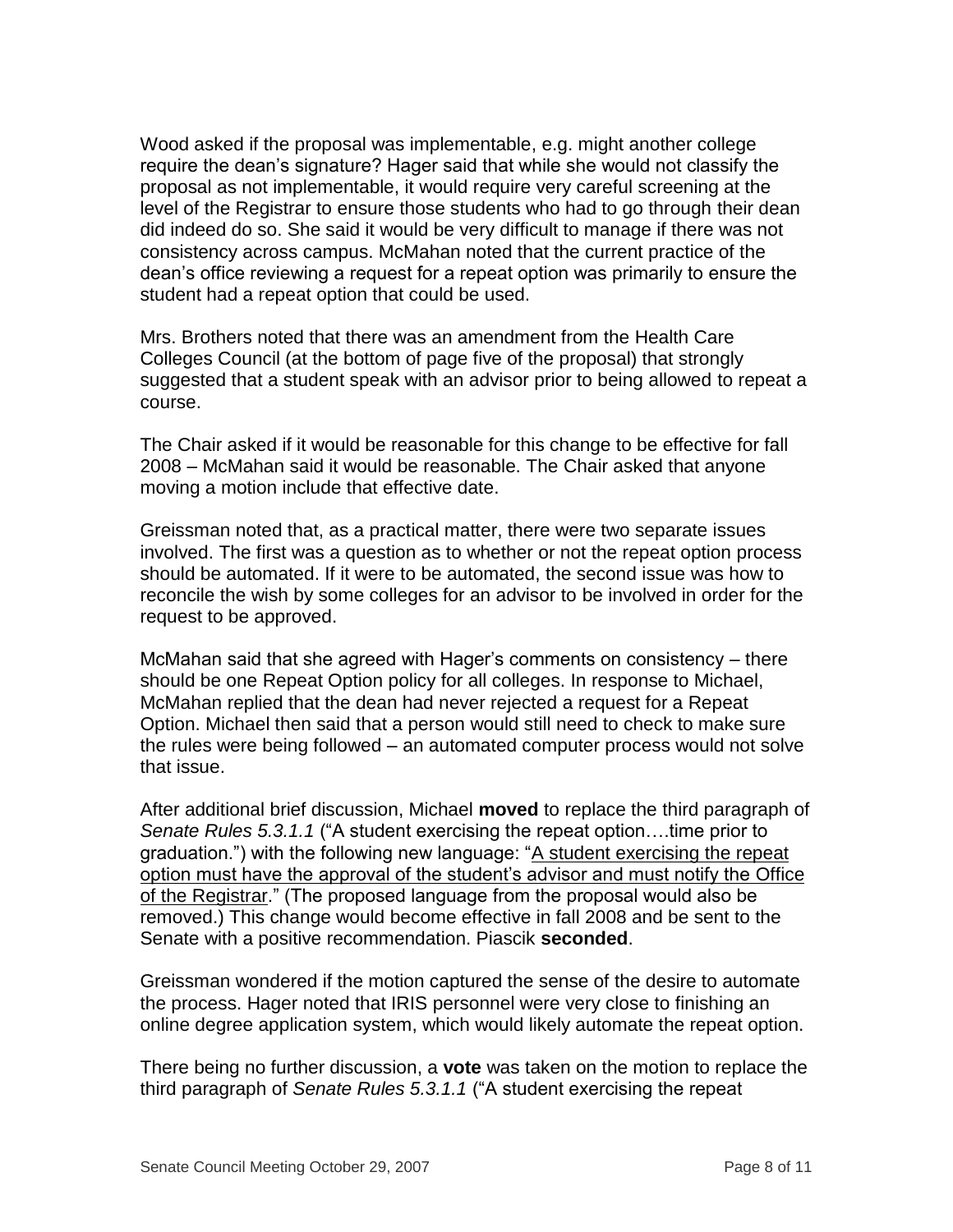Wood asked if the proposal was implementable, e.g. might another college require the dean's signature? Hager said that while she would not classify the proposal as not implementable, it would require very careful screening at the level of the Registrar to ensure those students who had to go through their dean did indeed do so. She said it would be very difficult to manage if there was not consistency across campus. McMahan noted that the current practice of the dean's office reviewing a request for a repeat option was primarily to ensure the student had a repeat option that could be used.

Mrs. Brothers noted that there was an amendment from the Health Care Colleges Council (at the bottom of page five of the proposal) that strongly suggested that a student speak with an advisor prior to being allowed to repeat a course.

The Chair asked if it would be reasonable for this change to be effective for fall 2008 – McMahan said it would be reasonable. The Chair asked that anyone moving a motion include that effective date.

Greissman noted that, as a practical matter, there were two separate issues involved. The first was a question as to whether or not the repeat option process should be automated. If it were to be automated, the second issue was how to reconcile the wish by some colleges for an advisor to be involved in order for the request to be approved.

McMahan said that she agreed with Hager's comments on consistency – there should be one Repeat Option policy for all colleges. In response to Michael, McMahan replied that the dean had never rejected a request for a Repeat Option. Michael then said that a person would still need to check to make sure the rules were being followed – an automated computer process would not solve that issue.

After additional brief discussion, Michael **moved** to replace the third paragraph of *Senate Rules 5.3.1.1* ("A student exercising the repeat option….time prior to graduation.") with the following new language: "A student exercising the repeat option must have the approval of the student's advisor and must notify the Office of the Registrar." (The proposed language from the proposal would also be removed.) This change would become effective in fall 2008 and be sent to the Senate with a positive recommendation. Piascik **seconded**.

Greissman wondered if the motion captured the sense of the desire to automate the process. Hager noted that IRIS personnel were very close to finishing an online degree application system, which would likely automate the repeat option.

There being no further discussion, a **vote** was taken on the motion to replace the third paragraph of *Senate Rules 5.3.1.1* ("A student exercising the repeat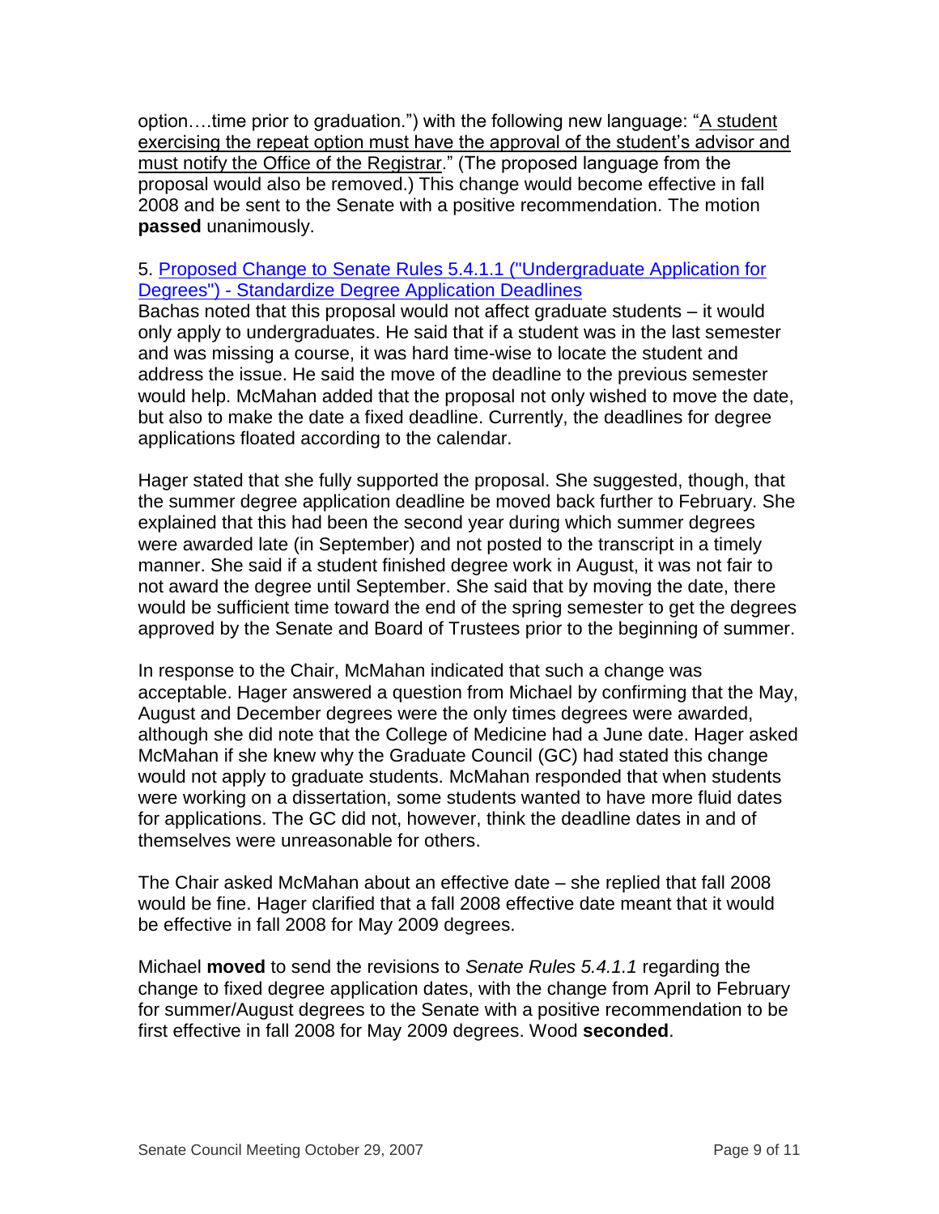option….time prior to graduation.") with the following new language: "A student exercising the repeat option must have the approval of the student's advisor and must notify the Office of the Registrar." (The proposed language from the proposal would also be removed.) This change would become effective in fall 2008 and be sent to the Senate with a positive recommendation. The motion **passed** unanimously.

5. [Proposed Change to Senate Rules 5.4.1.1 ("Undergraduate Application for Degrees") - Standardize Degree Application Deadlines]()

Bachas noted that this proposal would not affect graduate students – it would only apply to undergraduates. He said that if a student was in the last semester and was missing a course, it was hard time-wise to locate the student and address the issue. He said the move of the deadline to the previous semester would help. McMahan added that the proposal not only wished to move the date, but also to make the date a fixed deadline. Currently, the deadlines for degree applications floated according to the calendar.

Hager stated that she fully supported the proposal. She suggested, though, that the summer degree application deadline be moved back further to February. She explained that this had been the second year during which summer degrees were awarded late (in September) and not posted to the transcript in a timely manner. She said if a student finished degree work in August, it was not fair to not award the degree until September. She said that by moving the date, there would be sufficient time toward the end of the spring semester to get the degrees approved by the Senate and Board of Trustees prior to the beginning of summer.

In response to the Chair, McMahan indicated that such a change was acceptable. Hager answered a question from Michael by confirming that the May, August and December degrees were the only times degrees were awarded, although she did note that the College of Medicine had a June date. Hager asked McMahan if she knew why the Graduate Council (GC) had stated this change would not apply to graduate students. McMahan responded that when students were working on a dissertation, some students wanted to have more fluid dates for applications. The GC did not, however, think the deadline dates in and of themselves were unreasonable for others.

The Chair asked McMahan about an effective date – she replied that fall 2008 would be fine. Hager clarified that a fall 2008 effective date meant that it would be effective in fall 2008 for May 2009 degrees.

Michael **moved** to send the revisions to *Senate Rules 5.4.1.1* regarding the change to fixed degree application dates, with the change from April to February for summer/August degrees to the Senate with a positive recommendation to be first effective in fall 2008 for May 2009 degrees. Wood **seconded**.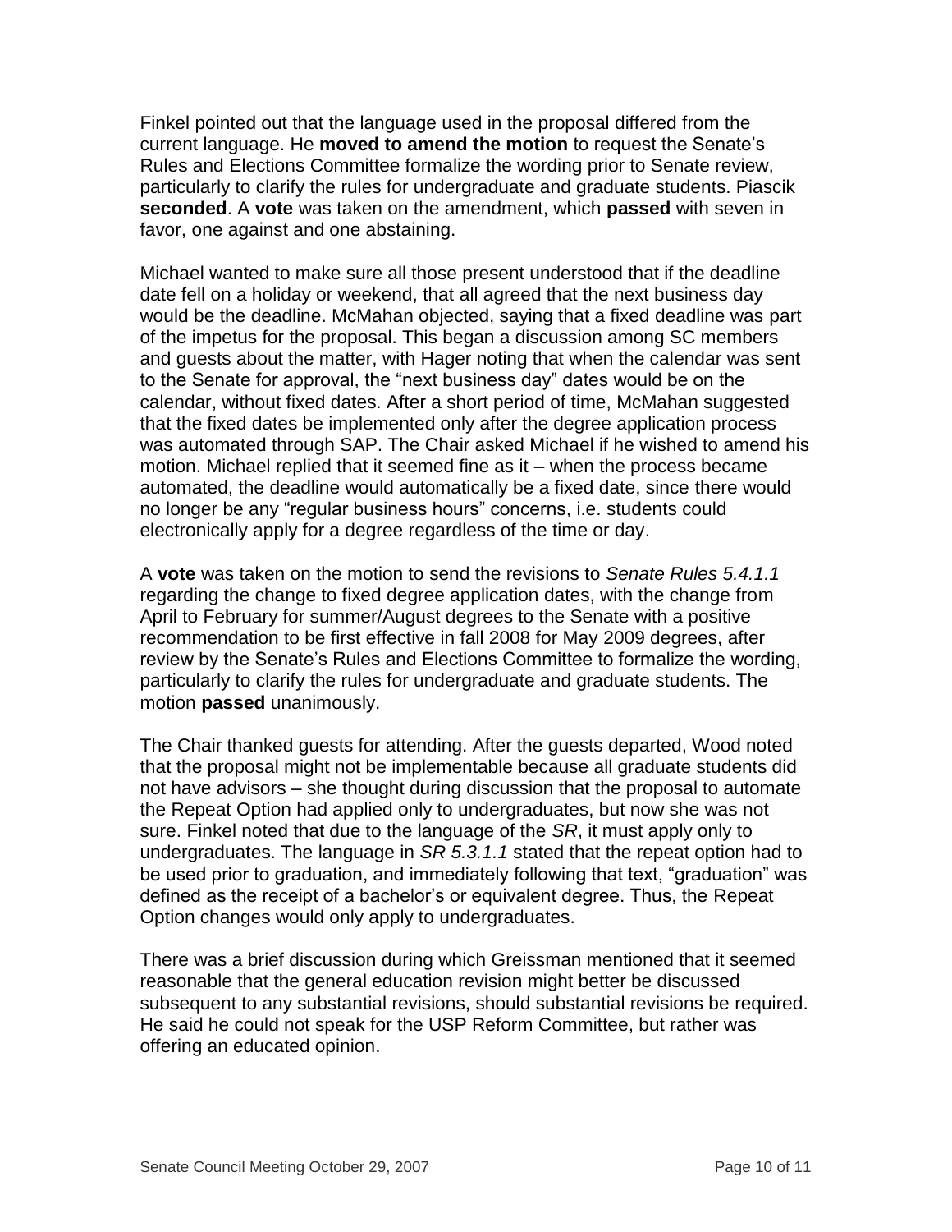Finkel pointed out that the language used in the proposal differed from the current language. He **moved to amend the motion** to request the Senate's Rules and Elections Committee formalize the wording prior to Senate review, particularly to clarify the rules for undergraduate and graduate students. Piascik **seconded**. A **vote** was taken on the amendment, which **passed** with seven in favor, one against and one abstaining.

Michael wanted to make sure all those present understood that if the deadline date fell on a holiday or weekend, that all agreed that the next business day would be the deadline. McMahan objected, saying that a fixed deadline was part of the impetus for the proposal. This began a discussion among SC members and guests about the matter, with Hager noting that when the calendar was sent to the Senate for approval, the "next business day" dates would be on the calendar, without fixed dates. After a short period of time, McMahan suggested that the fixed dates be implemented only after the degree application process was automated through SAP. The Chair asked Michael if he wished to amend his motion. Michael replied that it seemed fine as it – when the process became automated, the deadline would automatically be a fixed date, since there would no longer be any "regular business hours" concerns, i.e. students could electronically apply for a degree regardless of the time or day.

A **vote** was taken on the motion to send the revisions to *Senate Rules 5.4.1.1* regarding the change to fixed degree application dates, with the change from April to February for summer/August degrees to the Senate with a positive recommendation to be first effective in fall 2008 for May 2009 degrees, after review by the Senate's Rules and Elections Committee to formalize the wording, particularly to clarify the rules for undergraduate and graduate students. The motion **passed** unanimously.

The Chair thanked guests for attending. After the guests departed, Wood noted that the proposal might not be implementable because all graduate students did not have advisors – she thought during discussion that the proposal to automate the Repeat Option had applied only to undergraduates, but now she was not sure. Finkel noted that due to the language of the *SR*, it must apply only to undergraduates. The language in *SR 5.3.1.1* stated that the repeat option had to be used prior to graduation, and immediately following that text, "graduation" was defined as the receipt of a bachelor's or equivalent degree. Thus, the Repeat Option changes would only apply to undergraduates.

There was a brief discussion during which Greissman mentioned that it seemed reasonable that the general education revision might better be discussed subsequent to any substantial revisions, should substantial revisions be required. He said he could not speak for the USP Reform Committee, but rather was offering an educated opinion.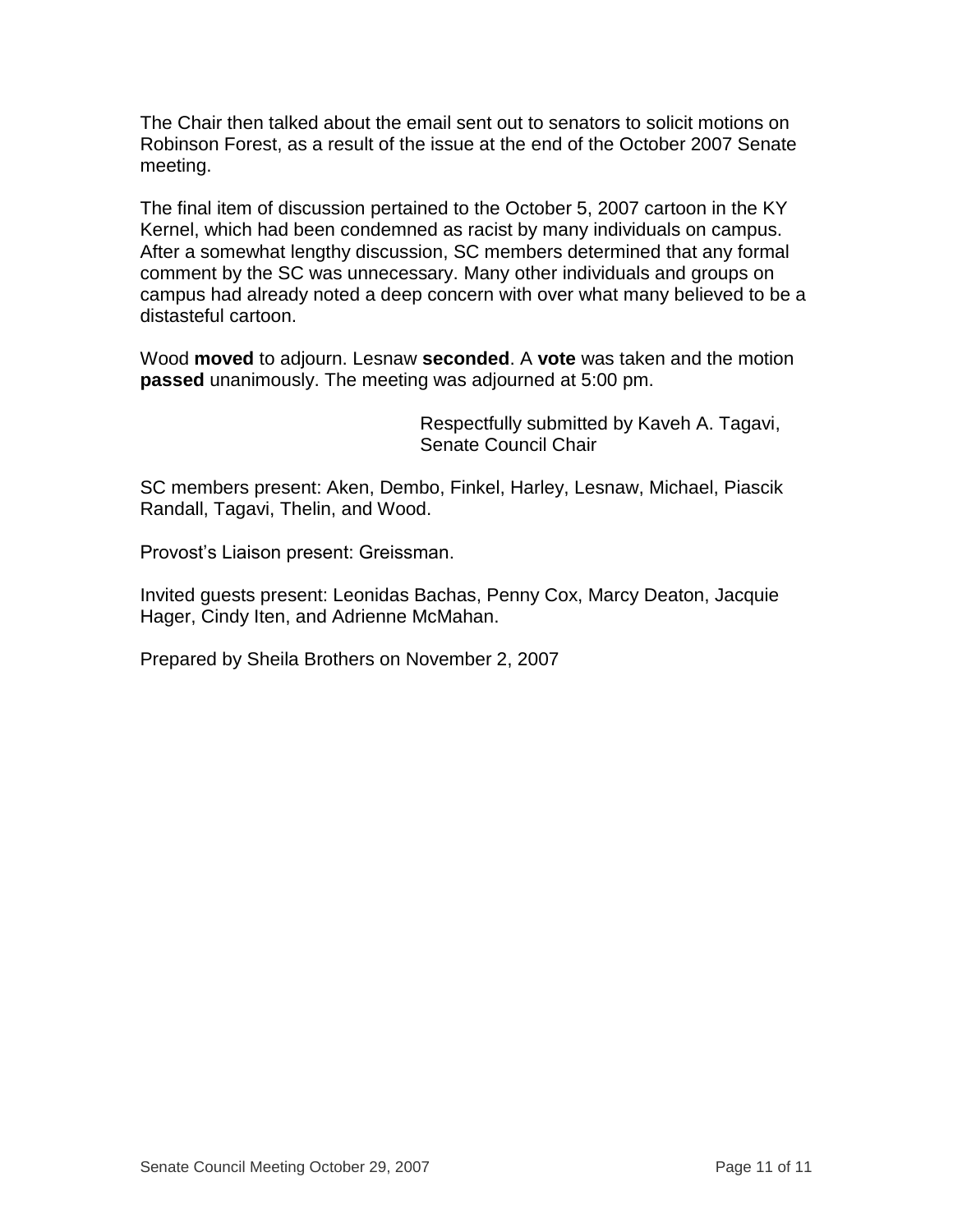The Chair then talked about the email sent out to senators to solicit motions on Robinson Forest, as a result of the issue at the end of the October 2007 Senate meeting.

The final item of discussion pertained to the October 5, 2007 cartoon in the KY Kernel, which had been condemned as racist by many individuals on campus. After a somewhat lengthy discussion, SC members determined that any formal comment by the SC was unnecessary. Many other individuals and groups on campus had already noted a deep concern with over what many believed to be a distasteful cartoon.

Wood **moved** to adjourn. Lesnaw **seconded**. A **vote** was taken and the motion **passed** unanimously. The meeting was adjourned at 5:00 pm.

Respectfully submitted by Kaveh A. Tagavi,
Senate Council Chair

SC members present: Aken, Dembo, Finkel, Harley, Lesnaw, Michael, Piascik Randall, Tagavi, Thelin, and Wood.

Provost's Liaison present: Greissman.

Invited guests present: Leonidas Bachas, Penny Cox, Marcy Deaton, Jacquie Hager, Cindy Iten, and Adrienne McMahan.

Prepared by Sheila Brothers on November 2, 2007